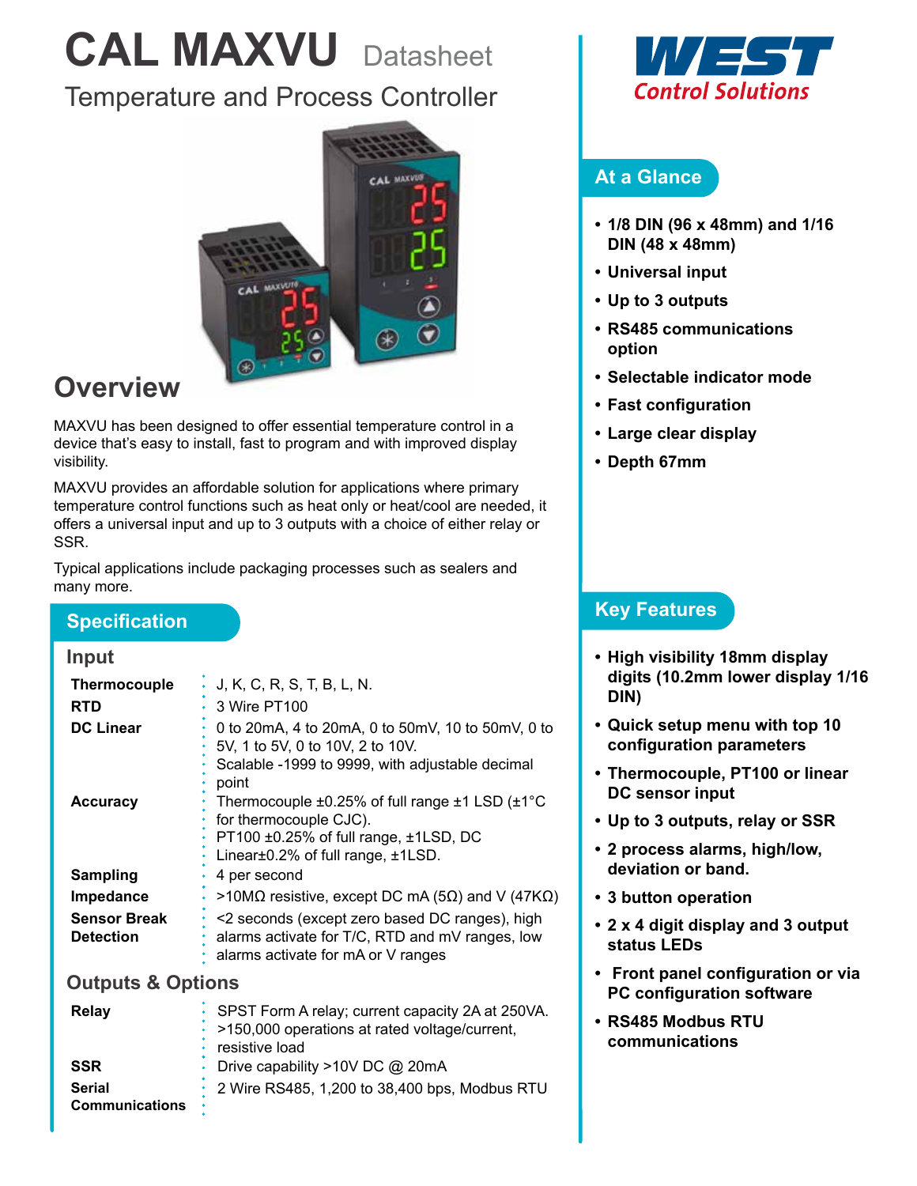# CAL MAXVU Datasheet

## Temperature and Process Controller

WEST Control Solutions

## Overview

MAXVU has been designed to offer essential temperature control in a device that's easy to install, fast to program and with improved display visibility.

MAXVU provides an affordable solution for applications where primary temperature control functions such as heat only or heat/cool are needed, it offers a universal input and up to 3 outputs with a choice of either relay or SSR.

Typical applications include packaging processes such as sealers and many more.

## Specification

### Input

| | |
|---|---|
| **Thermocouple** | J, K, C, R, S, T, B, L, N. |
| **RTD** | 3 Wire PT100 |
| **DC Linear** | 0 to 20mA, 4 to 20mA, 0 to 50mV, 10 to 50mV, 0 to 5V, 1 to 5V, 0 to 10V, 2 to 10V. Scalable -1999 to 9999, with adjustable decimal point |
| **Accuracy** | Thermocouple ±0.25% of full range ±1 LSD (±1°C for thermocouple CJC). PT100 ±0.25% of full range, ±1LSD, DC Linear±0.2% of full range, ±1LSD. |
| **Sampling** | 4 per second |
| **Impedance** | >10MΩ resistive, except DC mA (5Ω) and V (47KΩ) |
| **Sensor Break Detection** | <2 seconds (except zero based DC ranges), high alarms activate for T/C, RTD and mV ranges, low alarms activate for mA or V ranges |

### Outputs & Options

| | |
|---|---|
| **Relay** | SPST Form A relay; current capacity 2A at 250VA. >150,000 operations at rated voltage/current, resistive load |
| **SSR** | Drive capability >10V DC @ 20mA |
| **Serial Communications** | 2 Wire RS485, 1,200 to 38,400 bps, Modbus RTU |

## At a Glance

- **1/8 DIN (96 x 48mm) and 1/16 DIN (48 x 48mm)**
- **Universal input**
- **Up to 3 outputs**
- **RS485 communications option**
- **Selectable indicator mode**
- **Fast configuration**
- **Large clear display**
- **Depth 67mm**

## Key Features

- **High visibility 18mm display digits (10.2mm lower display 1/16 DIN)**
- **Quick setup menu with top 10 configuration parameters**
- **Thermocouple, PT100 or linear DC sensor input**
- **Up to 3 outputs, relay or SSR**
- **2 process alarms, high/low, deviation or band.**
- **3 button operation**
- **2 x 4 digit display and 3 output status LEDs**
- **Front panel configuration or via PC configuration software**
- **RS485 Modbus RTU communications**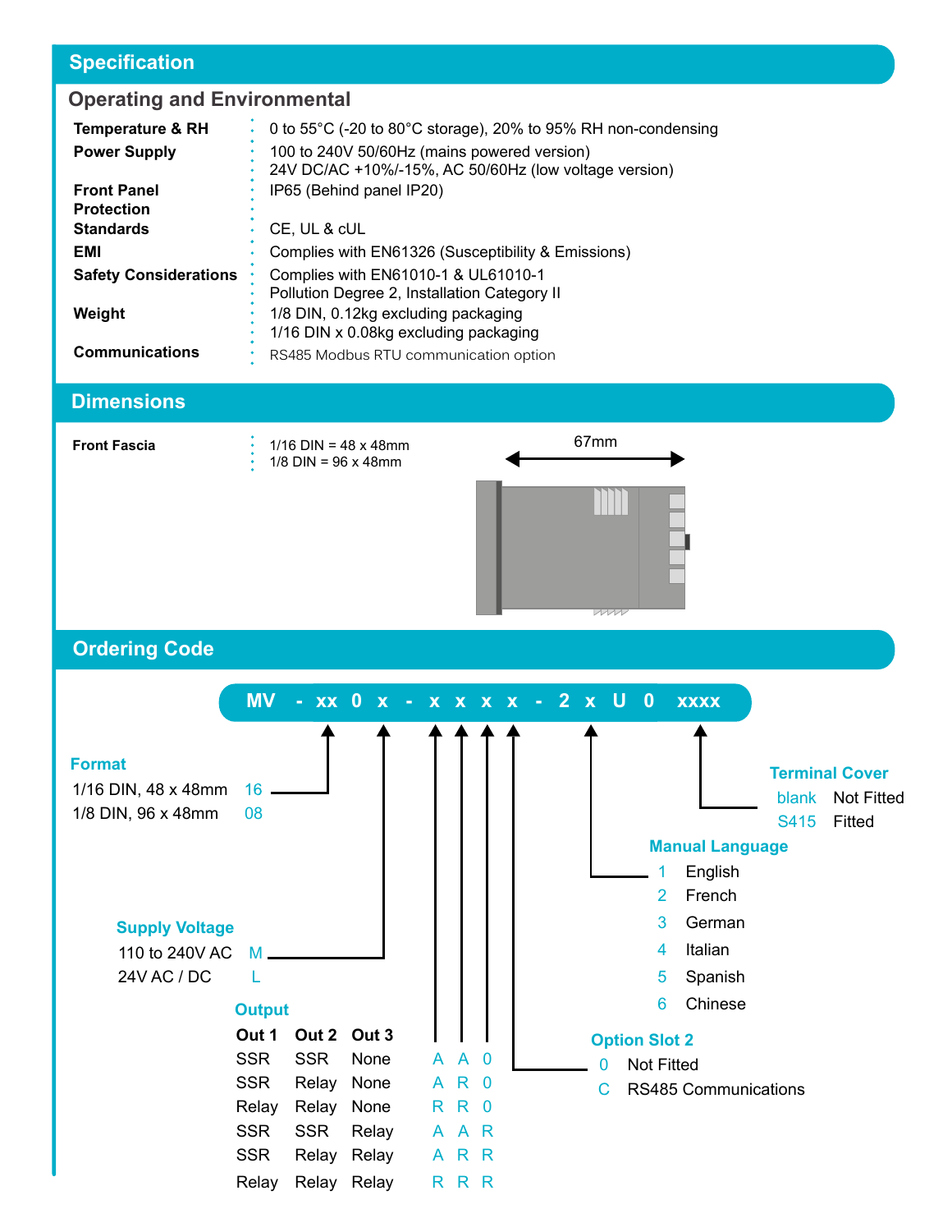## Specification

### Operating and Environmental

| | |
|---|---|
| **Temperature & RH** | 0 to 55°C (-20 to 80°C storage), 20% to 95% RH non-condensing |
| **Power Supply** | 100 to 240V 50/60Hz (mains powered version)<br>24V DC/AC +10%/-15%, AC 50/60Hz (low voltage version) |
| **Front Panel Protection** | IP65 (Behind panel IP20) |
| **Standards** | CE, UL & cUL |
| **EMI** | Complies with EN61326 (Susceptibility & Emissions) |
| **Safety Considerations** | Complies with EN61010-1 & UL61010-1<br>Pollution Degree 2, Installation Category II |
| **Weight** | 1/8 DIN, 0.12kg excluding packaging<br>1/16 DIN x 0.08kg excluding packaging |
| **Communications** | RS485 Modbus RTU communication option |

## Dimensions

**Front Fascia**

1/16 DIN = 48 x 48mm
1/8 DIN = 96 x 48mm

67mm

## Ordering Code

**MV - xx 0 x - x x x x - 2 x U 0 xxxx**

### Format

| | |
|---|---|
| 1/16 DIN, 48 x 48mm | 16 |
| 1/8 DIN, 96 x 48mm | 08 |

### Supply Voltage

| | |
|---|---|
| 110 to 240V AC | M |
| 24V AC / DC | L |

### Output

| Out 1 | Out 2 | Out 3 | | | |
|---|---|---|---|---|---|
| SSR | SSR | None | A | A | 0 |
| SSR | Relay | None | A | R | 0 |
| Relay | Relay | None | R | R | 0 |
| SSR | SSR | Relay | A | A | R |
| SSR | Relay | Relay | A | R | R |
| Relay | Relay | Relay | R | R | R |

### Option Slot 2

| | |
|---|---|
| 0 | Not Fitted |
| C | RS485 Communications |

### Manual Language

| | |
|---|---|
| 1 | English |
| 2 | French |
| 3 | German |
| 4 | Italian |
| 5 | Spanish |
| 6 | Chinese |

### Terminal Cover

| | |
|---|---|
| blank | Not Fitted |
| S415 | Fitted |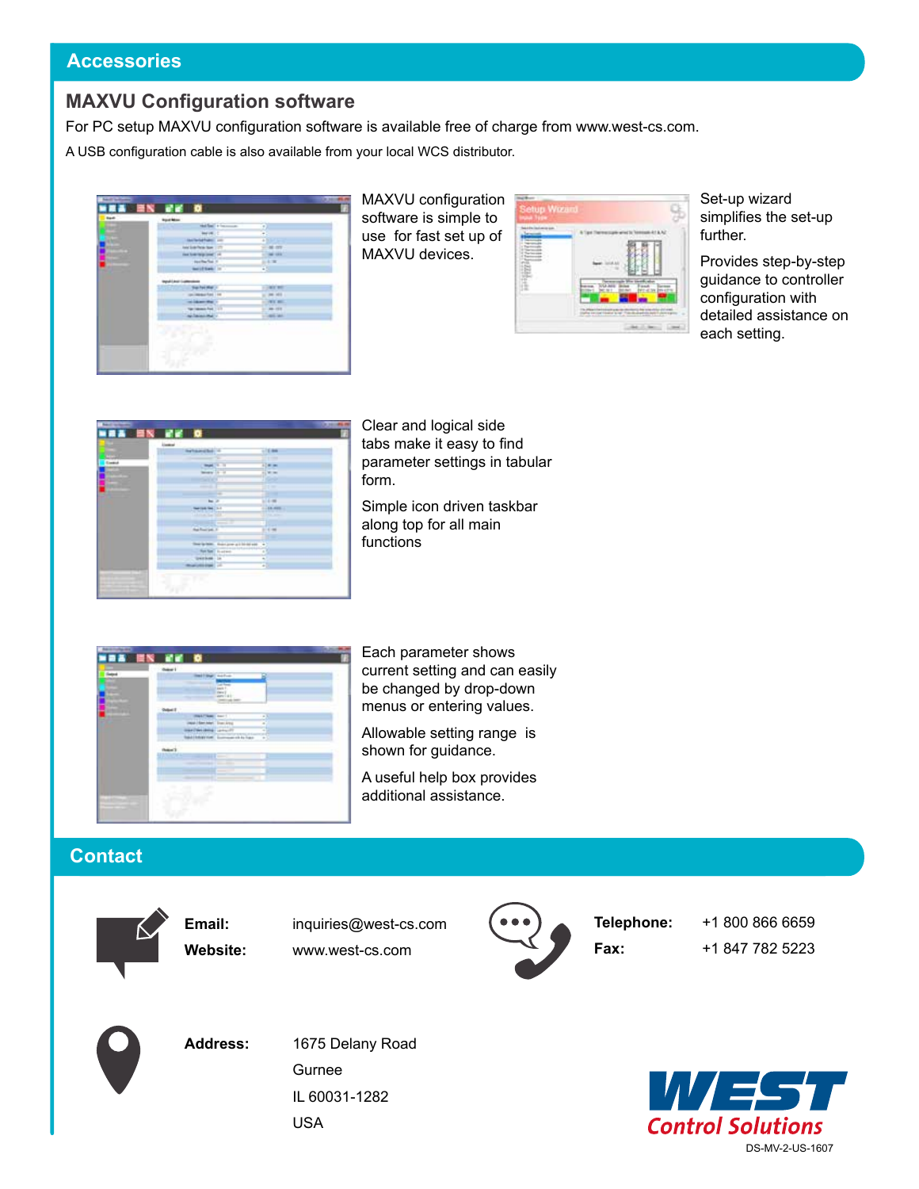## Accessories

### MAXVU Configuration software

For PC setup MAXVU configuration software is available free of charge from www.west-cs.com.

A USB configuration cable is also available from your local WCS distributor.

MAXVU configuration software is simple to use for fast set up of MAXVU devices.

Set-up wizard simplifies the set-up further.

Provides step-by-step guidance to controller configuration with detailed assistance on each setting.

Clear and logical side tabs make it easy to find parameter settings in tabular form.

Simple icon driven taskbar along top for all main functions

Each parameter shows current setting and can easily be changed by drop-down menus or entering values.

Allowable setting range is shown for guidance.

A useful help box provides additional assistance.

## Contact

**Email:** inquiries@west-cs.com

**Website:** www.west-cs.com

**Telephone:** +1 800 866 6659

**Fax:** +1 847 782 5223

**Address:** 1675 Delany Road
Gurnee
IL 60031-1282
USA

WEST Control Solutions

DS-MV-2-US-1607